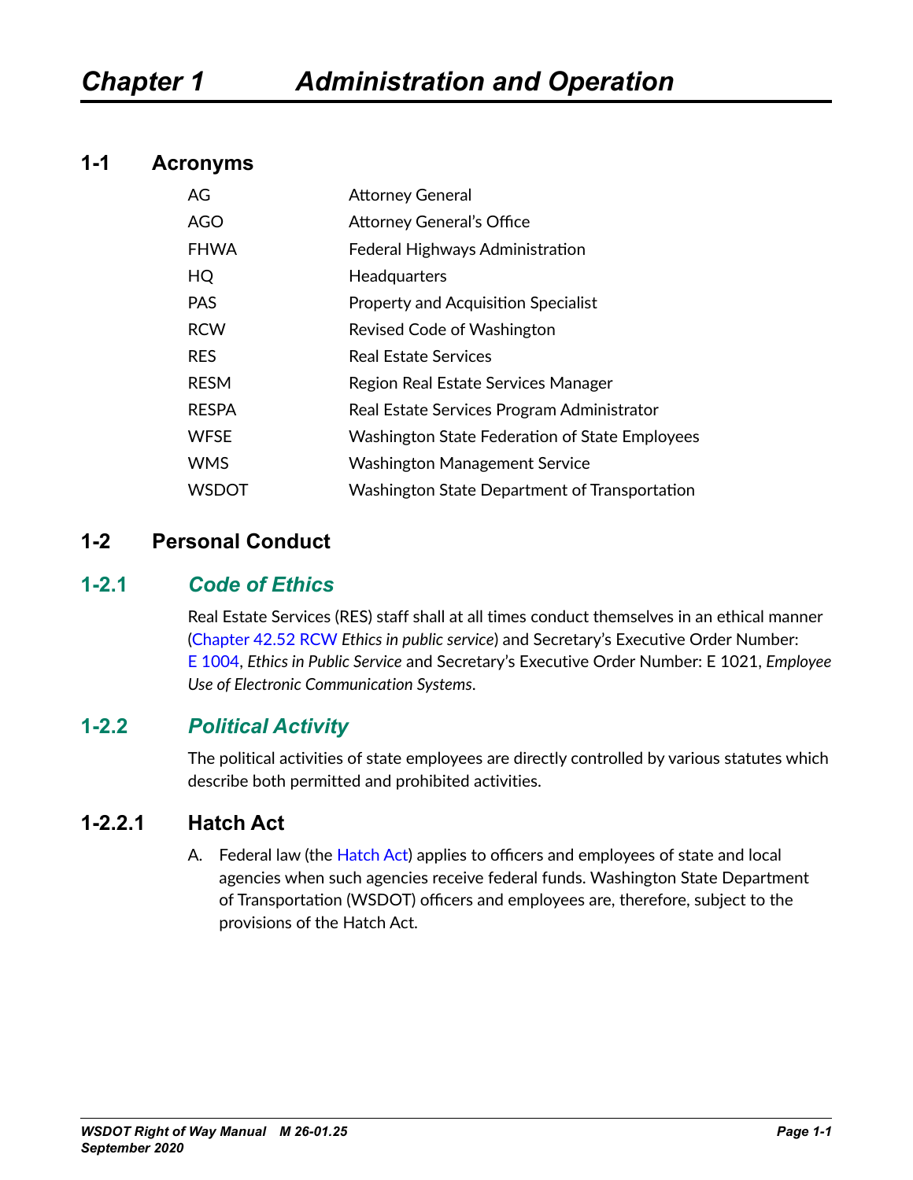# Chapter 1 Administration and Operation

## 1-1 Acronyms

| | |
|---|---|
| AG | Attorney General |
| AGO | Attorney General's Office |
| FHWA | Federal Highways Administration |
| HQ | Headquarters |
| PAS | Property and Acquisition Specialist |
| RCW | Revised Code of Washington |
| RES | Real Estate Services |
| RESM | Region Real Estate Services Manager |
| RESPA | Real Estate Services Program Administrator |
| WFSE | Washington State Federation of State Employees |
| WMS | Washington Management Service |
| WSDOT | Washington State Department of Transportation |

## 1-2 Personal Conduct

### 1-2.1 *Code of Ethics*

Real Estate Services (RES) staff shall at all times conduct themselves in an ethical manner (Chapter 42.52 RCW *Ethics in public service*) and Secretary's Executive Order Number: E 1004, *Ethics in Public Service* and Secretary's Executive Order Number: E 1021, *Employee Use of Electronic Communication Systems*.

### 1-2.2 *Political Activity*

The political activities of state employees are directly controlled by various statutes which describe both permitted and prohibited activities.

#### 1-2.2.1 Hatch Act

A. Federal law (the Hatch Act) applies to officers and employees of state and local agencies when such agencies receive federal funds. Washington State Department of Transportation (WSDOT) officers and employees are, therefore, subject to the provisions of the Hatch Act.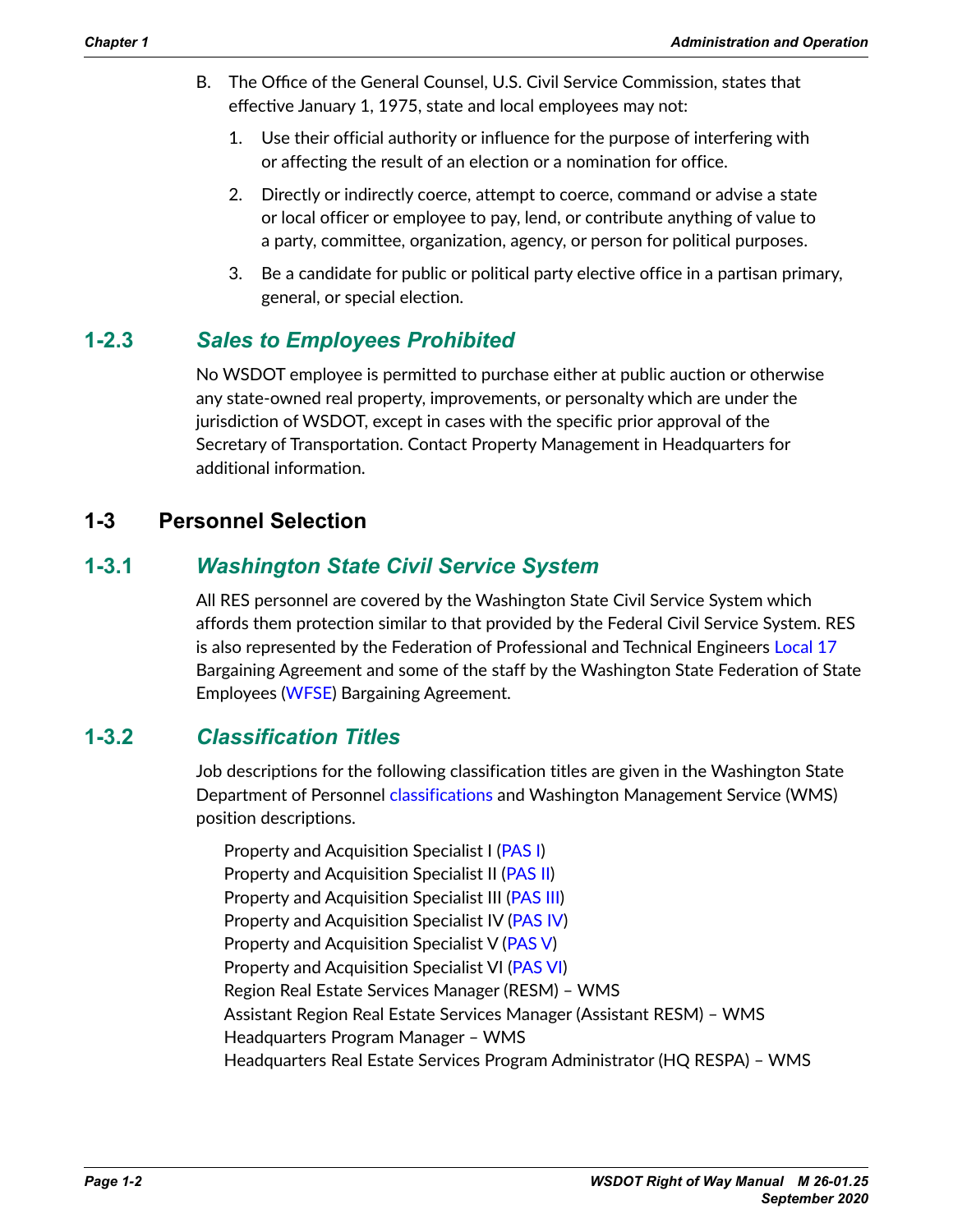B. The Office of the General Counsel, U.S. Civil Service Commission, states that effective January 1, 1975, state and local employees may not:

   1. Use their official authority or influence for the purpose of interfering with or affecting the result of an election or a nomination for office.

   2. Directly or indirectly coerce, attempt to coerce, command or advise a state or local officer or employee to pay, lend, or contribute anything of value to a party, committee, organization, agency, or person for political purposes.

   3. Be a candidate for public or political party elective office in a partisan primary, general, or special election.

### 1-2.3 *Sales to Employees Prohibited*

No WSDOT employee is permitted to purchase either at public auction or otherwise any state-owned real property, improvements, or personalty which are under the jurisdiction of WSDOT, except in cases with the specific prior approval of the Secretary of Transportation. Contact Property Management in Headquarters for additional information.

## 1-3 Personnel Selection

### 1-3.1 *Washington State Civil Service System*

All RES personnel are covered by the Washington State Civil Service System which affords them protection similar to that provided by the Federal Civil Service System. RES is also represented by the Federation of Professional and Technical Engineers Local 17 Bargaining Agreement and some of the staff by the Washington State Federation of State Employees (WFSE) Bargaining Agreement.

### 1-3.2 *Classification Titles*

Job descriptions for the following classification titles are given in the Washington State Department of Personnel classifications and Washington Management Service (WMS) position descriptions.

Property and Acquisition Specialist I (PAS I)
Property and Acquisition Specialist II (PAS II)
Property and Acquisition Specialist III (PAS III)
Property and Acquisition Specialist IV (PAS IV)
Property and Acquisition Specialist V (PAS V)
Property and Acquisition Specialist VI (PAS VI)
Region Real Estate Services Manager (RESM) – WMS
Assistant Region Real Estate Services Manager (Assistant RESM) – WMS
Headquarters Program Manager – WMS
Headquarters Real Estate Services Program Administrator (HQ RESPA) – WMS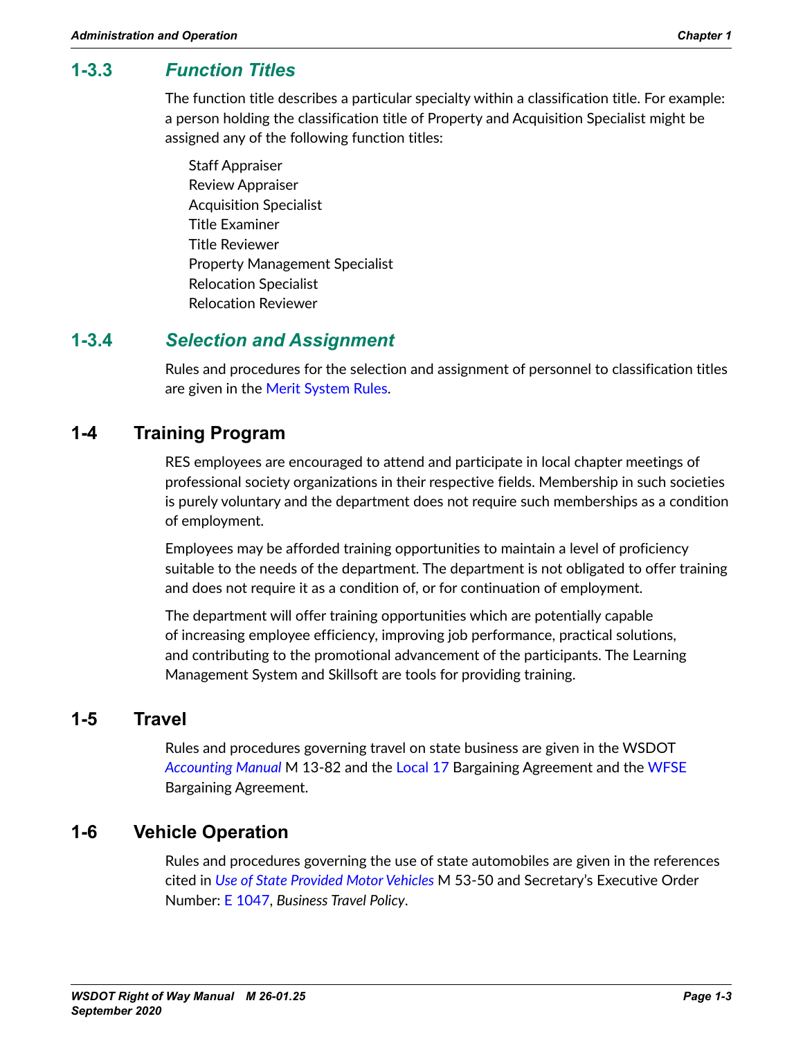### 1-3.3 *Function Titles*

The function title describes a particular specialty within a classification title. For example: a person holding the classification title of Property and Acquisition Specialist might be assigned any of the following function titles:

Staff Appraiser
Review Appraiser
Acquisition Specialist
Title Examiner
Title Reviewer
Property Management Specialist
Relocation Specialist
Relocation Reviewer

### 1-3.4 *Selection and Assignment*

Rules and procedures for the selection and assignment of personnel to classification titles are given in the Merit System Rules.

## 1-4 Training Program

RES employees are encouraged to attend and participate in local chapter meetings of professional society organizations in their respective fields. Membership in such societies is purely voluntary and the department does not require such memberships as a condition of employment.

Employees may be afforded training opportunities to maintain a level of proficiency suitable to the needs of the department. The department is not obligated to offer training and does not require it as a condition of, or for continuation of employment.

The department will offer training opportunities which are potentially capable of increasing employee efficiency, improving job performance, practical solutions, and contributing to the promotional advancement of the participants. The Learning Management System and Skillsoft are tools for providing training.

## 1-5 Travel

Rules and procedures governing travel on state business are given in the WSDOT *Accounting Manual* M 13-82 and the Local 17 Bargaining Agreement and the WFSE Bargaining Agreement.

## 1-6 Vehicle Operation

Rules and procedures governing the use of state automobiles are given in the references cited in *Use of State Provided Motor Vehicles* M 53-50 and Secretary's Executive Order Number: E 1047, *Business Travel Policy*.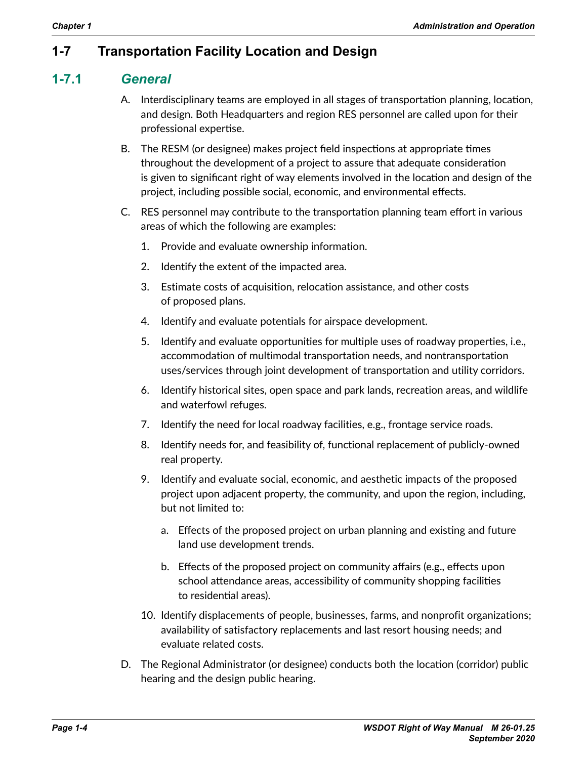## 1-7 Transportation Facility Location and Design

### 1-7.1 *General*

A. Interdisciplinary teams are employed in all stages of transportation planning, location, and design. Both Headquarters and region RES personnel are called upon for their professional expertise.

B. The RESM (or designee) makes project field inspections at appropriate times throughout the development of a project to assure that adequate consideration is given to significant right of way elements involved in the location and design of the project, including possible social, economic, and environmental effects.

C. RES personnel may contribute to the transportation planning team effort in various areas of which the following are examples:

   1. Provide and evaluate ownership information.

   2. Identify the extent of the impacted area.

   3. Estimate costs of acquisition, relocation assistance, and other costs of proposed plans.

   4. Identify and evaluate potentials for airspace development.

   5. Identify and evaluate opportunities for multiple uses of roadway properties, i.e., accommodation of multimodal transportation needs, and nontransportation uses/services through joint development of transportation and utility corridors.

   6. Identify historical sites, open space and park lands, recreation areas, and wildlife and waterfowl refuges.

   7. Identify the need for local roadway facilities, e.g., frontage service roads.

   8. Identify needs for, and feasibility of, functional replacement of publicly-owned real property.

   9. Identify and evaluate social, economic, and aesthetic impacts of the proposed project upon adjacent property, the community, and upon the region, including, but not limited to:

      a. Effects of the proposed project on urban planning and existing and future land use development trends.

      b. Effects of the proposed project on community affairs (e.g., effects upon school attendance areas, accessibility of community shopping facilities to residential areas).

   10. Identify displacements of people, businesses, farms, and nonprofit organizations; availability of satisfactory replacements and last resort housing needs; and evaluate related costs.

D. The Regional Administrator (or designee) conducts both the location (corridor) public hearing and the design public hearing.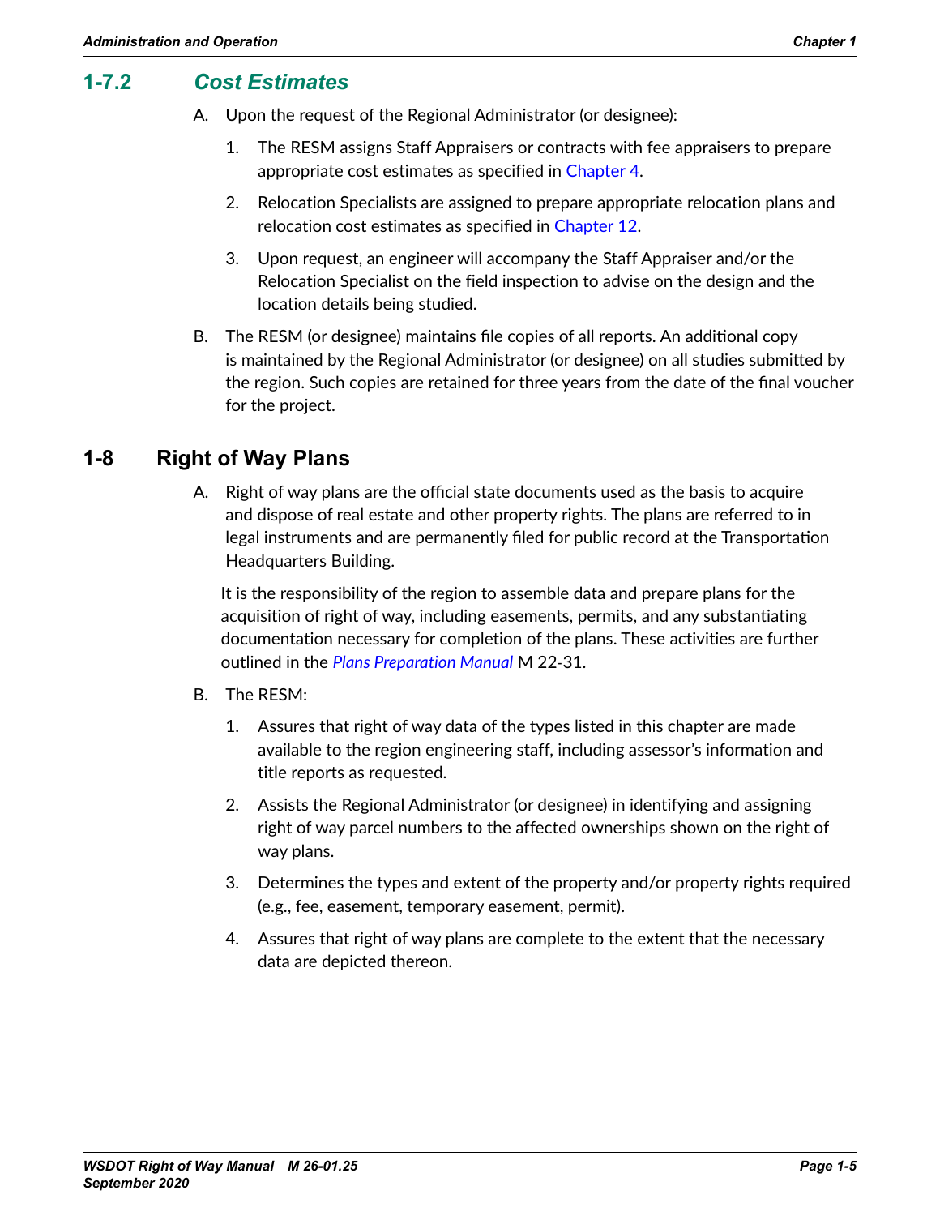### 1-7.2 *Cost Estimates*

A. Upon the request of the Regional Administrator (or designee):

   1. The RESM assigns Staff Appraisers or contracts with fee appraisers to prepare appropriate cost estimates as specified in Chapter 4.

   2. Relocation Specialists are assigned to prepare appropriate relocation plans and relocation cost estimates as specified in Chapter 12.

   3. Upon request, an engineer will accompany the Staff Appraiser and/or the Relocation Specialist on the field inspection to advise on the design and the location details being studied.

B. The RESM (or designee) maintains file copies of all reports. An additional copy is maintained by the Regional Administrator (or designee) on all studies submitted by the region. Such copies are retained for three years from the date of the final voucher for the project.

## 1-8 Right of Way Plans

A. Right of way plans are the official state documents used as the basis to acquire and dispose of real estate and other property rights. The plans are referred to in legal instruments and are permanently filed for public record at the Transportation Headquarters Building.

   It is the responsibility of the region to assemble data and prepare plans for the acquisition of right of way, including easements, permits, and any substantiating documentation necessary for completion of the plans. These activities are further outlined in the *Plans Preparation Manual* M 22-31.

B. The RESM:

   1. Assures that right of way data of the types listed in this chapter are made available to the region engineering staff, including assessor's information and title reports as requested.

   2. Assists the Regional Administrator (or designee) in identifying and assigning right of way parcel numbers to the affected ownerships shown on the right of way plans.

   3. Determines the types and extent of the property and/or property rights required (e.g., fee, easement, temporary easement, permit).

   4. Assures that right of way plans are complete to the extent that the necessary data are depicted thereon.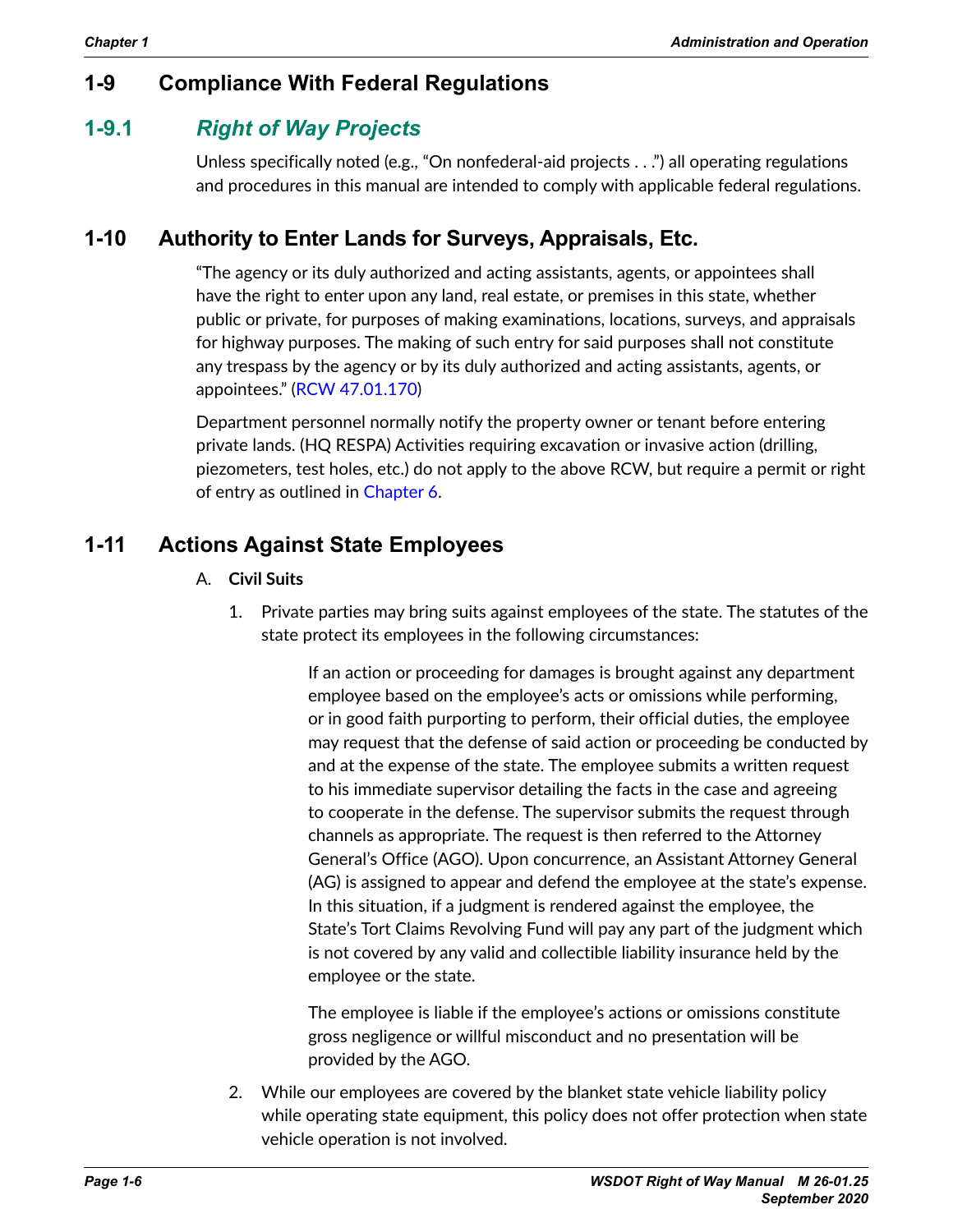## 1-9 Compliance With Federal Regulations

### 1-9.1 *Right of Way Projects*

Unless specifically noted (e.g., "On nonfederal-aid projects . . .") all operating regulations and procedures in this manual are intended to comply with applicable federal regulations.

## 1-10 Authority to Enter Lands for Surveys, Appraisals, Etc.

"The agency or its duly authorized and acting assistants, agents, or appointees shall have the right to enter upon any land, real estate, or premises in this state, whether public or private, for purposes of making examinations, locations, surveys, and appraisals for highway purposes. The making of such entry for said purposes shall not constitute any trespass by the agency or by its duly authorized and acting assistants, agents, or appointees." (RCW 47.01.170)

Department personnel normally notify the property owner or tenant before entering private lands. (HQ RESPA) Activities requiring excavation or invasive action (drilling, piezometers, test holes, etc.) do not apply to the above RCW, but require a permit or right of entry as outlined in Chapter 6.

## 1-11 Actions Against State Employees

A. **Civil Suits**

1. Private parties may bring suits against employees of the state. The statutes of the state protect its employees in the following circumstances:

   > If an action or proceeding for damages is brought against any department employee based on the employee's acts or omissions while performing, or in good faith purporting to perform, their official duties, the employee may request that the defense of said action or proceeding be conducted by and at the expense of the state. The employee submits a written request to his immediate supervisor detailing the facts in the case and agreeing to cooperate in the defense. The supervisor submits the request through channels as appropriate. The request is then referred to the Attorney General's Office (AGO). Upon concurrence, an Assistant Attorney General (AG) is assigned to appear and defend the employee at the state's expense. In this situation, if a judgment is rendered against the employee, the State's Tort Claims Revolving Fund will pay any part of the judgment which is not covered by any valid and collectible liability insurance held by the employee or the state.
   >
   > The employee is liable if the employee's actions or omissions constitute gross negligence or willful misconduct and no presentation will be provided by the AGO.

2. While our employees are covered by the blanket state vehicle liability policy while operating state equipment, this policy does not offer protection when state vehicle operation is not involved.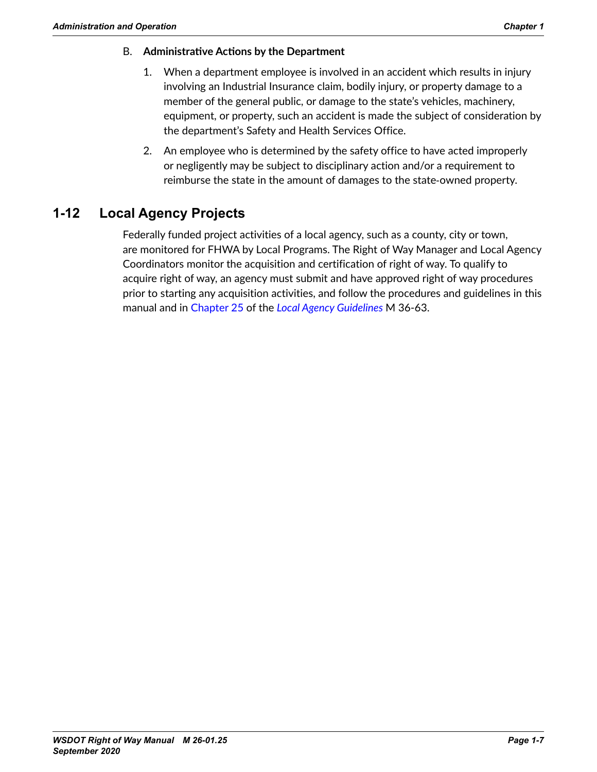B. **Administrative Actions by the Department**

1. When a department employee is involved in an accident which results in injury involving an Industrial Insurance claim, bodily injury, or property damage to a member of the general public, or damage to the state's vehicles, machinery, equipment, or property, such an accident is made the subject of consideration by the department's Safety and Health Services Office.
2. An employee who is determined by the safety office to have acted improperly or negligently may be subject to disciplinary action and/or a requirement to reimburse the state in the amount of damages to the state-owned property.

## 1-12 Local Agency Projects

Federally funded project activities of a local agency, such as a county, city or town, are monitored for FHWA by Local Programs. The Right of Way Manager and Local Agency Coordinators monitor the acquisition and certification of right of way. To qualify to acquire right of way, an agency must submit and have approved right of way procedures prior to starting any acquisition activities, and follow the procedures and guidelines in this manual and in Chapter 25 of the *Local Agency Guidelines* M 36-63.